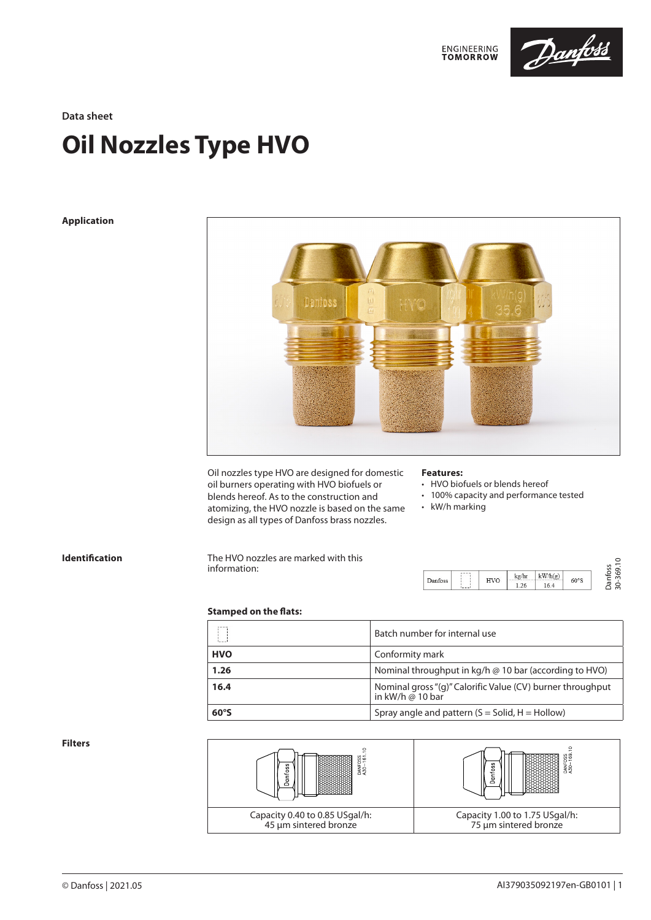Data sheet

# Oil Nozzles Type HVO

## Application

Oil nozzles type HVO are designed for domestic oil burners operating with HVO biofuels or blends hereof. As to the construction and atomizing, the HVO nozzle is based on the same design as all types of Danfoss brass nozzles.

**Features:**
- HVO biofuels or blends hereof
- 100% capacity and performance tested
- kW/h marking

## Identification

The HVO nozzles are marked with this information:

| Danfoss | ⬚ | HVO | kg/hr 1.26 | kW/h(g) 16.4 | 60°S |
|---|---|---|---|---|---|

Danfoss 30-369.10

**Stamped on the flats:**

| | |
|---|---|
| ⬚ | Batch number for internal use |
| **HVO** | Conformity mark |
| **1.26** | Nominal throughput in kg/h @ 10 bar (according to HVO) |
| **16.4** | Nominal gross "(g)" Calorific Value (CV) burner throughput in kW/h @ 10 bar |
| **60°S** | Spray angle and pattern (S = Solid, H = Hollow) |

## Filters

| | |
|---|---|
| Capacity 0.40 to 0.85 USgal/h: 45 µm sintered bronze | Capacity 1.00 to 1.75 USgal/h: 75 µm sintered bronze |

© Danfoss | 2021.05

AI379035092197en-GB0101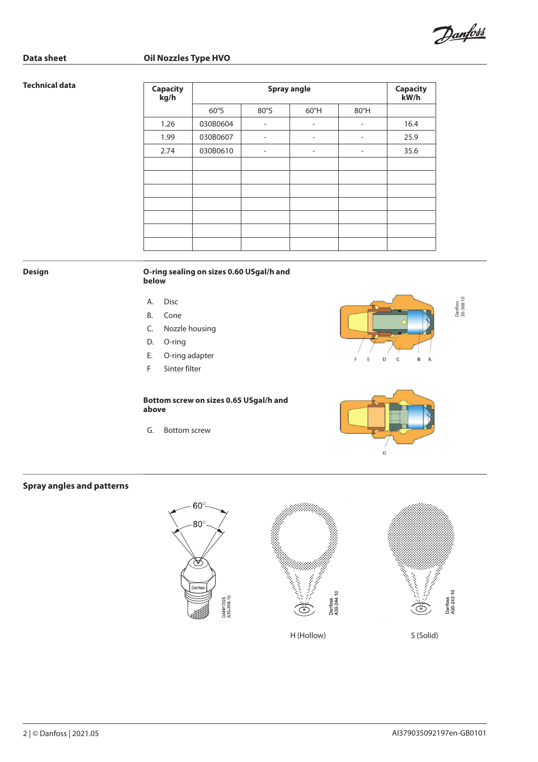## Technical data

| Capacity kg/h | Spray angle | | | | Capacity kW/h |
|---|---|---|---|---|---|
| | 60°S | 80°S | 60°H | 80°H | |
| 1.26 | 030B0604 | - | - | - | 16.4 |
| 1.99 | 030B0607 | - | - | - | 25.9 |
| 2.74 | 030B0610 | - | - | - | 35.6 |
| | | | | | |
| | | | | | |
| | | | | | |
| | | | | | |
| | | | | | |
| | | | | | |
| | | | | | |

## Design

**O-ring sealing on sizes 0.60 USgal/h and below**

A. Disc
B. Cone
C. Nozzle housing
D. O-ring
E. O-ring adapter
F Sinter filter

**Bottom screw on sizes 0.65 USgal/h and above**

G. Bottom screw

## Spray angles and patterns

H (Hollow)

S (Solid)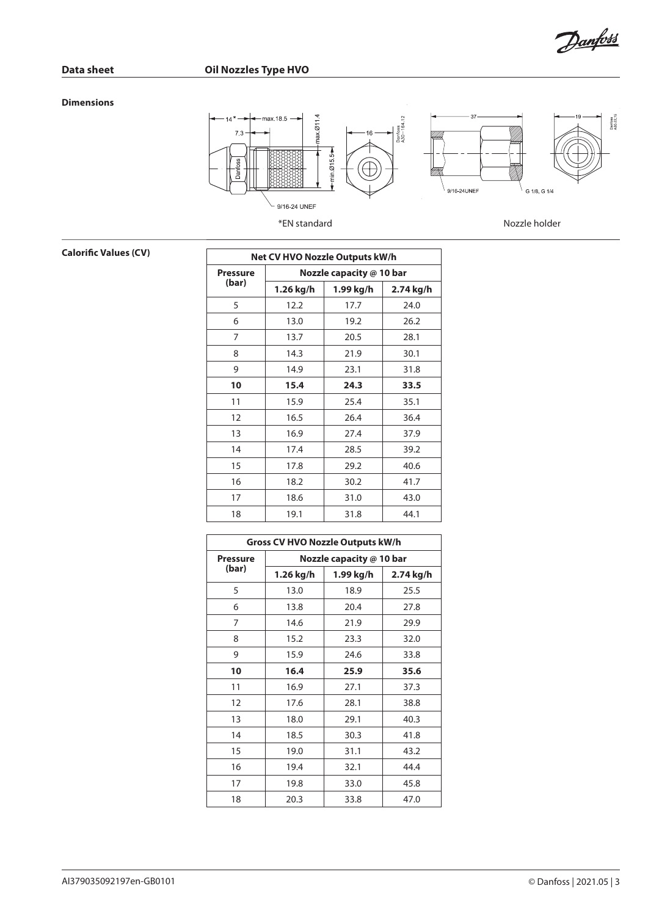## Dimensions

*EN standard

Nozzle holder

## Calorific Values (CV)

| Net CV HVO Nozzle Outputs kW/h | | | |
|---|---|---|---|
| **Pressure (bar)** | **Nozzle capacity @ 10 bar** | | |
| | **1.26 kg/h** | **1.99 kg/h** | **2.74 kg/h** |
| 5 | 12.2 | 17.7 | 24.0 |
| 6 | 13.0 | 19.2 | 26.2 |
| 7 | 13.7 | 20.5 | 28.1 |
| 8 | 14.3 | 21.9 | 30.1 |
| 9 | 14.9 | 23.1 | 31.8 |
| **10** | **15.4** | **24.3** | **33.5** |
| 11 | 15.9 | 25.4 | 35.1 |
| 12 | 16.5 | 26.4 | 36.4 |
| 13 | 16.9 | 27.4 | 37.9 |
| 14 | 17.4 | 28.5 | 39.2 |
| 15 | 17.8 | 29.2 | 40.6 |
| 16 | 18.2 | 30.2 | 41.7 |
| 17 | 18.6 | 31.0 | 43.0 |
| 18 | 19.1 | 31.8 | 44.1 |

| Gross CV HVO Nozzle Outputs kW/h | | | |
|---|---|---|---|
| **Pressure (bar)** | **Nozzle capacity @ 10 bar** | | |
| | **1.26 kg/h** | **1.99 kg/h** | **2.74 kg/h** |
| 5 | 13.0 | 18.9 | 25.5 |
| 6 | 13.8 | 20.4 | 27.8 |
| 7 | 14.6 | 21.9 | 29.9 |
| 8 | 15.2 | 23.3 | 32.0 |
| 9 | 15.9 | 24.6 | 33.8 |
| **10** | **16.4** | **25.9** | **35.6** |
| 11 | 16.9 | 27.1 | 37.3 |
| 12 | 17.6 | 28.1 | 38.8 |
| 13 | 18.0 | 29.1 | 40.3 |
| 14 | 18.5 | 30.3 | 41.8 |
| 15 | 19.0 | 31.1 | 43.2 |
| 16 | 19.4 | 32.1 | 44.4 |
| 17 | 19.8 | 33.0 | 45.8 |
| 18 | 20.3 | 33.8 | 47.0 |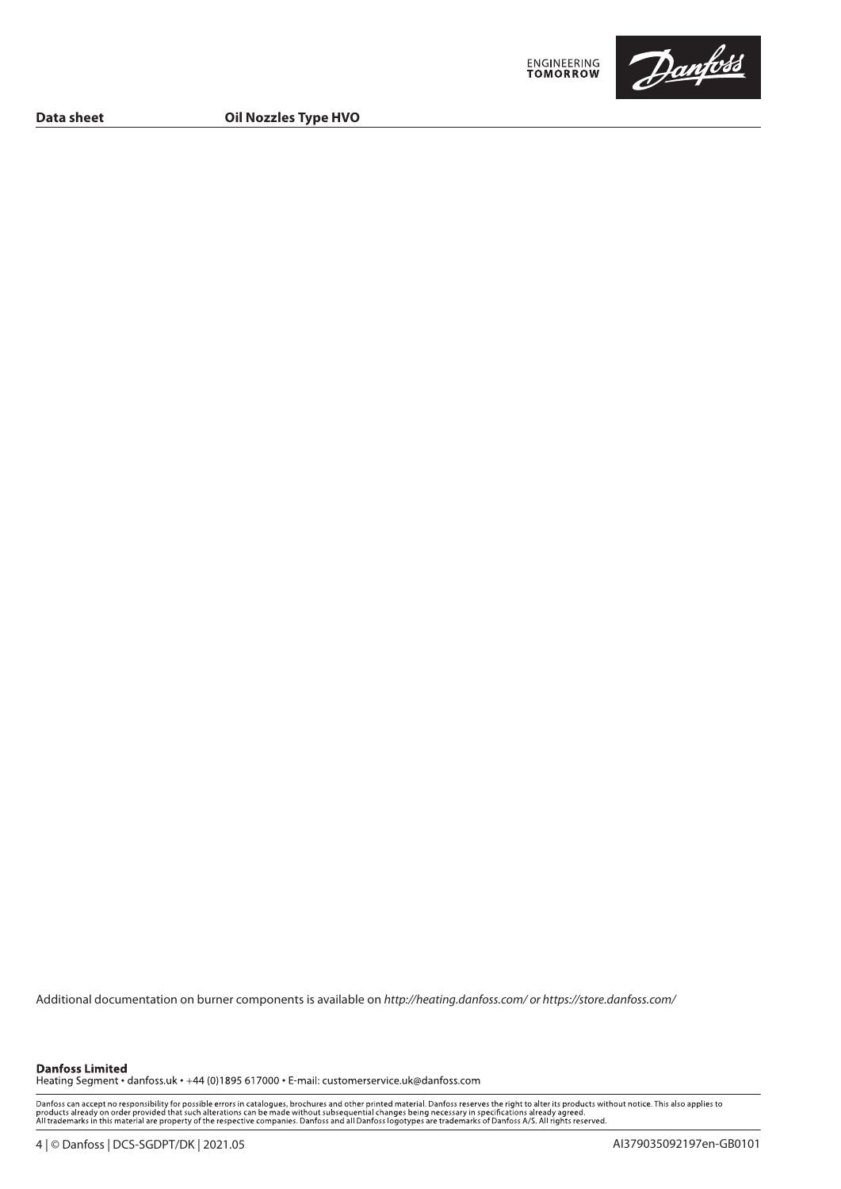Additional documentation on burner components is available on *http://heating.danfoss.com/ or https://store.danfoss.com/*

**Danfoss Limited**
Heating Segment • danfoss.uk • +44 (0)1895 617000 • E-mail: customerservice.uk@danfoss.com

Danfoss can accept no responsibility for possible errors in catalogues, brochures and other printed material. Danfoss reserves the right to alter its products without notice. This also applies to products already on order provided that such alterations can be made without subsequential changes being necessary in specifications already agreed.
All trademarks in this material are property of the respective companies. Danfoss and all Danfoss logotypes are trademarks of Danfoss A/S. All rights reserved.